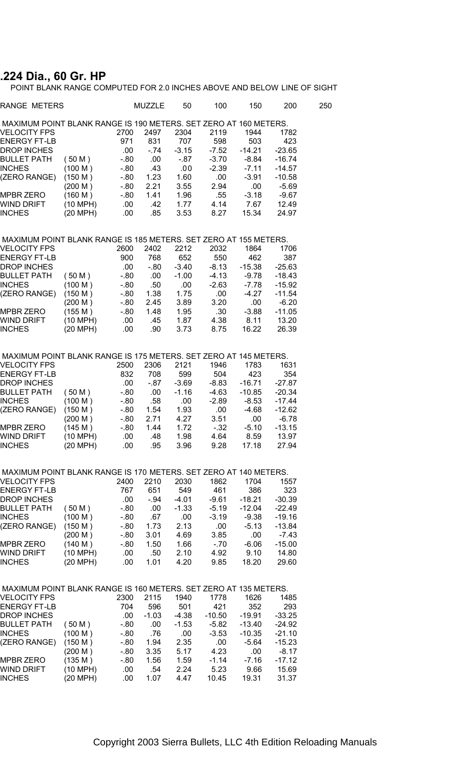## .224 Dia., 60 Gr. HP

POINT BLANK RANGE COMPUTED FOR 2.0 INCHES ABOVE AND BELOW LINE OF SIGHT

| RANGE METERS | | MUZZLE | 50 | 100 | 150 | 200 | 250 |
|---|---|---|---|---|---|---|---|
| MAXIMUM POINT BLANK RANGE IS 190 METERS. SET ZERO AT 160 METERS. | | | | | | | |
| VELOCITY FPS | | 2700 | 2497 | 2304 | 2119 | 1944 | 1782 |
| ENERGY FT-LB | | 971 | 831 | 707 | 598 | 503 | 423 |
| DROP INCHES | | .00 | -.74 | -3.15 | -7.52 | -14.21 | -23.65 |
| BULLET PATH | ( 50 M ) | -.80 | .00 | -.87 | -3.70 | -8.84 | -16.74 |
| INCHES | (100 M ) | -.80 | .43 | .00 | -2.39 | -7.11 | -14.57 |
| (ZERO RANGE) | (150 M ) | -.80 | 1.23 | 1.60 | .00 | -3.91 | -10.58 |
| | (200 M ) | -.80 | 2.21 | 3.55 | 2.94 | .00 | -5.69 |
| MPBR ZERO | (160 M ) | -.80 | 1.41 | 1.96 | .55 | -3.18 | -9.67 |
| WIND DRIFT | (10 MPH) | .00 | .42 | 1.77 | 4.14 | 7.67 | 12.49 |
| INCHES | (20 MPH) | .00 | .85 | 3.53 | 8.27 | 15.34 | 24.97 |
| MAXIMUM POINT BLANK RANGE IS 185 METERS. SET ZERO AT 155 METERS. | | | | | | | |
| VELOCITY FPS | | 2600 | 2402 | 2212 | 2032 | 1864 | 1706 |
| ENERGY FT-LB | | 900 | 768 | 652 | 550 | 462 | 387 |
| DROP INCHES | | .00 | -.80 | -3.40 | -8.13 | -15.38 | -25.63 |
| BULLET PATH | ( 50 M ) | -.80 | .00 | -1.00 | -4.13 | -9.78 | -18.43 |
| INCHES | (100 M ) | -.80 | .50 | .00 | -2.63 | -7.78 | -15.92 |
| (ZERO RANGE) | (150 M ) | -.80 | 1.38 | 1.75 | .00 | -4.27 | -11.54 |
| | (200 M ) | -.80 | 2.45 | 3.89 | 3.20 | .00 | -6.20 |
| MPBR ZERO | (155 M ) | -.80 | 1.48 | 1.95 | .30 | -3.88 | -11.05 |
| WIND DRIFT | (10 MPH) | .00 | .45 | 1.87 | 4.38 | 8.11 | 13.20 |
| INCHES | (20 MPH) | .00 | .90 | 3.73 | 8.75 | 16.22 | 26.39 |
| MAXIMUM POINT BLANK RANGE IS 175 METERS. SET ZERO AT 145 METERS. | | | | | | | |
| VELOCITY FPS | | 2500 | 2306 | 2121 | 1946 | 1783 | 1631 |
| ENERGY FT-LB | | 832 | 708 | 599 | 504 | 423 | 354 |
| DROP INCHES | | .00 | -.87 | -3.69 | -8.83 | -16.71 | -27.87 |
| BULLET PATH | ( 50 M ) | -.80 | .00 | -1.16 | -4.63 | -10.85 | -20.34 |
| INCHES | (100 M ) | -.80 | .58 | .00 | -2.89 | -8.53 | -17.44 |
| (ZERO RANGE) | (150 M ) | -.80 | 1.54 | 1.93 | .00 | -4.68 | -12.62 |
| | (200 M ) | -.80 | 2.71 | 4.27 | 3.51 | .00 | -6.78 |
| MPBR ZERO | (145 M ) | -.80 | 1.44 | 1.72 | -.32 | -5.10 | -13.15 |
| WIND DRIFT | (10 MPH) | .00 | .48 | 1.98 | 4.64 | 8.59 | 13.97 |
| INCHES | (20 MPH) | .00 | .95 | 3.96 | 9.28 | 17.18 | 27.94 |
| MAXIMUM POINT BLANK RANGE IS 170 METERS. SET ZERO AT 140 METERS. | | | | | | | |
| VELOCITY FPS | | 2400 | 2210 | 2030 | 1862 | 1704 | 1557 |
| ENERGY FT-LB | | 767 | 651 | 549 | 461 | 386 | 323 |
| DROP INCHES | | .00 | -.94 | -4.01 | -9.61 | -18.21 | -30.39 |
| BULLET PATH | ( 50 M ) | -.80 | .00 | -1.33 | -5.19 | -12.04 | -22.49 |
| INCHES | (100 M ) | -.80 | .67 | .00 | -3.19 | -9.38 | -19.16 |
| (ZERO RANGE) | (150 M ) | -.80 | 1.73 | 2.13 | .00 | -5.13 | -13.84 |
| | (200 M ) | -.80 | 3.01 | 4.69 | 3.85 | .00 | -7.43 |
| MPBR ZERO | (140 M ) | -.80 | 1.50 | 1.66 | -.70 | -6.06 | -15.00 |
| WIND DRIFT | (10 MPH) | .00 | .50 | 2.10 | 4.92 | 9.10 | 14.80 |
| INCHES | (20 MPH) | .00 | 1.01 | 4.20 | 9.85 | 18.20 | 29.60 |
| MAXIMUM POINT BLANK RANGE IS 160 METERS. SET ZERO AT 135 METERS. | | | | | | | |
| VELOCITY FPS | | 2300 | 2115 | 1940 | 1778 | 1626 | 1485 |
| ENERGY FT-LB | | 704 | 596 | 501 | 421 | 352 | 293 |
| DROP INCHES | | .00 | -1.03 | -4.38 | -10.50 | -19.91 | -33.25 |
| BULLET PATH | ( 50 M ) | -.80 | .00 | -1.53 | -5.82 | -13.40 | -24.92 |
| INCHES | (100 M ) | -.80 | .76 | .00 | -3.53 | -10.35 | -21.10 |
| (ZERO RANGE) | (150 M ) | -.80 | 1.94 | 2.35 | .00 | -5.64 | -15.23 |
| | (200 M ) | -.80 | 3.35 | 5.17 | 4.23 | .00 | -8.17 |
| MPBR ZERO | (135 M ) | -.80 | 1.56 | 1.59 | -1.14 | -7.16 | -17.12 |
| WIND DRIFT | (10 MPH) | .00 | .54 | 2.24 | 5.23 | 9.66 | 15.69 |
| INCHES | (20 MPH) | .00 | 1.07 | 4.47 | 10.45 | 19.31 | 31.37 |

Copyright 2003 Sierra Bullets, LLC 4th Edition Reloading Manuals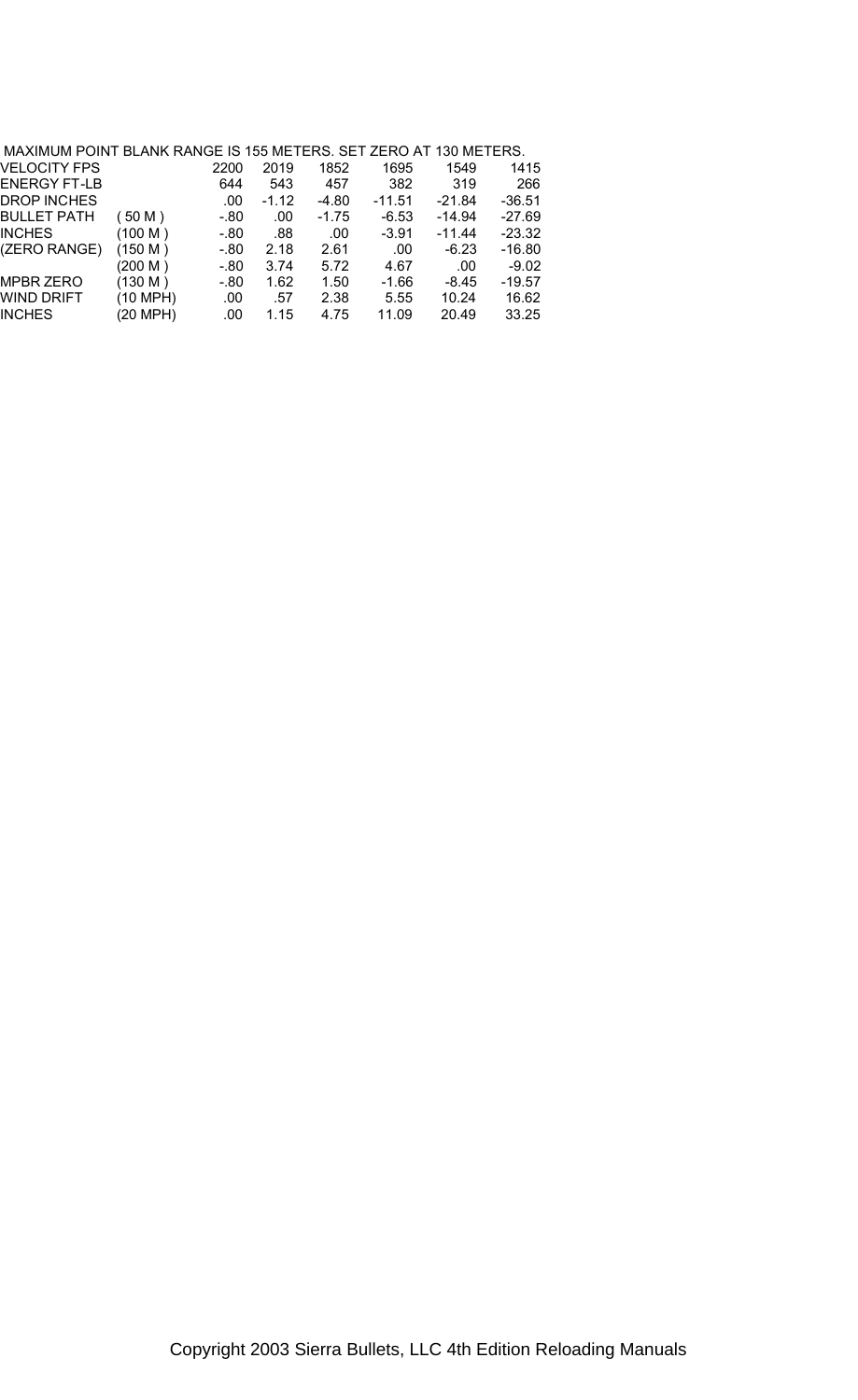MAXIMUM POINT BLANK RANGE IS 155 METERS. SET ZERO AT 130 METERS.

| | | | | | | | |
|---|---|---|---|---|---|---|---|
| VELOCITY FPS | | 2200 | 2019 | 1852 | 1695 | 1549 | 1415 |
| ENERGY FT-LB | | 644 | 543 | 457 | 382 | 319 | 266 |
| DROP INCHES | | .00 | -1.12 | -4.80 | -11.51 | -21.84 | -36.51 |
| BULLET PATH | ( 50 M ) | -.80 | .00 | -1.75 | -6.53 | -14.94 | -27.69 |
| INCHES | (100 M ) | -.80 | .88 | .00 | -3.91 | -11.44 | -23.32 |
| (ZERO RANGE) | (150 M ) | -.80 | 2.18 | 2.61 | .00 | -6.23 | -16.80 |
| | (200 M ) | -.80 | 3.74 | 5.72 | 4.67 | .00 | -9.02 |
| MPBR ZERO | (130 M ) | -.80 | 1.62 | 1.50 | -1.66 | -8.45 | -19.57 |
| WIND DRIFT | (10 MPH) | .00 | .57 | 2.38 | 5.55 | 10.24 | 16.62 |
| INCHES | (20 MPH) | .00 | 1.15 | 4.75 | 11.09 | 20.49 | 33.25 |

Copyright 2003 Sierra Bullets, LLC 4th Edition Reloading Manuals